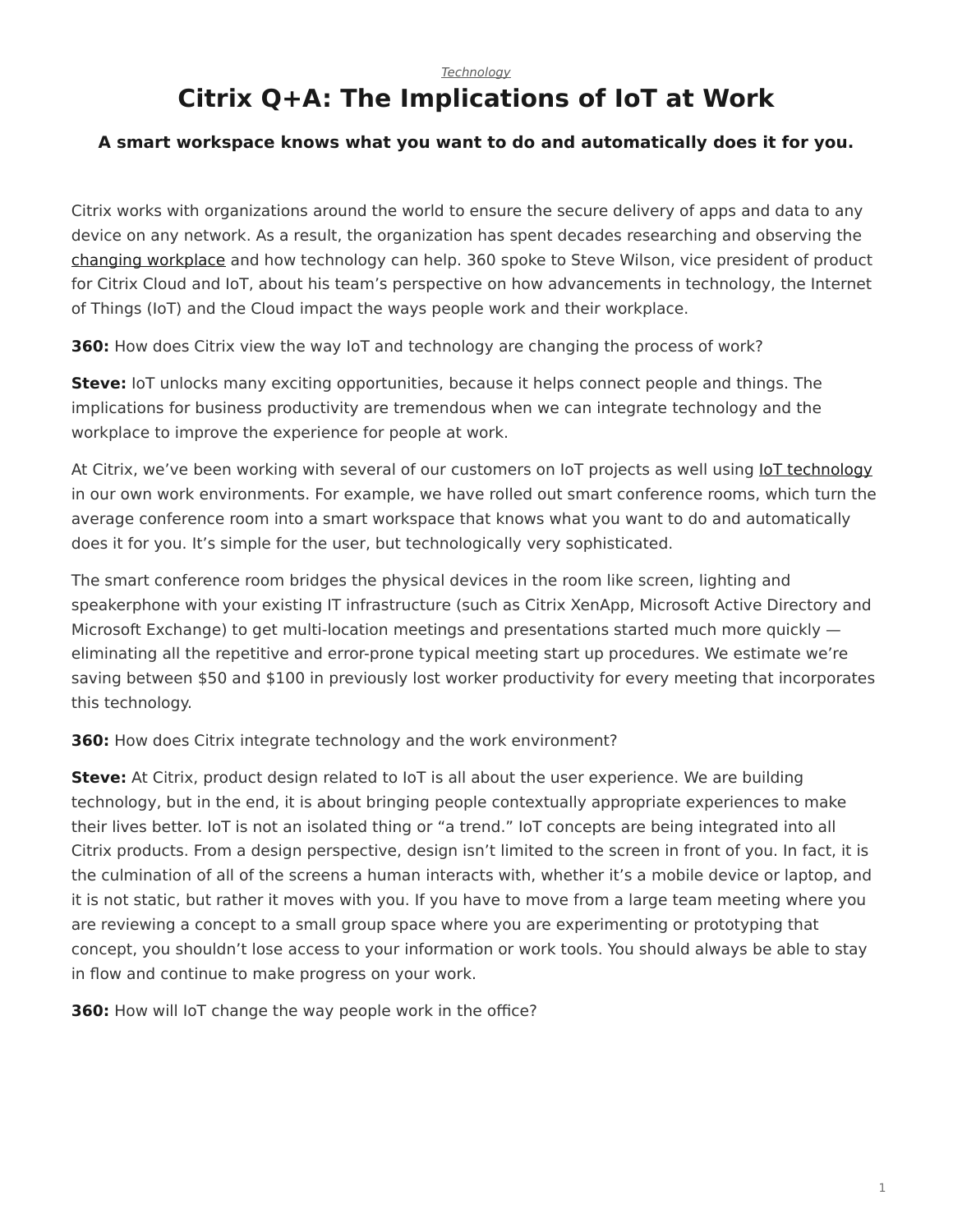*Technology*

# Citrix Q+A: The Implications of IoT at Work

### A smart workspace knows what you want to do and automatically does it for you.

Citrix works with organizations around the world to ensure the secure delivery of apps and data to any device on any network. As a result, the organization has spent decades researching and observing the changing workplace and how technology can help. 360 spoke to Steve Wilson, vice president of product for Citrix Cloud and IoT, about his team's perspective on how advancements in technology, the Internet of Things (IoT) and the Cloud impact the ways people work and their workplace.

**360:** How does Citrix view the way IoT and technology are changing the process of work?

**Steve:** IoT unlocks many exciting opportunities, because it helps connect people and things. The implications for business productivity are tremendous when we can integrate technology and the workplace to improve the experience for people at work.

At Citrix, we've been working with several of our customers on IoT projects as well using IoT technology in our own work environments. For example, we have rolled out smart conference rooms, which turn the average conference room into a smart workspace that knows what you want to do and automatically does it for you. It's simple for the user, but technologically very sophisticated.

The smart conference room bridges the physical devices in the room like screen, lighting and speakerphone with your existing IT infrastructure (such as Citrix XenApp, Microsoft Active Directory and Microsoft Exchange) to get multi-location meetings and presentations started much more quickly — eliminating all the repetitive and error-prone typical meeting start up procedures. We estimate we're saving between $50 and $100 in previously lost worker productivity for every meeting that incorporates this technology.

**360:** How does Citrix integrate technology and the work environment?

**Steve:** At Citrix, product design related to IoT is all about the user experience. We are building technology, but in the end, it is about bringing people contextually appropriate experiences to make their lives better. IoT is not an isolated thing or "a trend." IoT concepts are being integrated into all Citrix products. From a design perspective, design isn't limited to the screen in front of you. In fact, it is the culmination of all of the screens a human interacts with, whether it's a mobile device or laptop, and it is not static, but rather it moves with you. If you have to move from a large team meeting where you are reviewing a concept to a small group space where you are experimenting or prototyping that concept, you shouldn't lose access to your information or work tools. You should always be able to stay in flow and continue to make progress on your work.

**360:** How will IoT change the way people work in the office?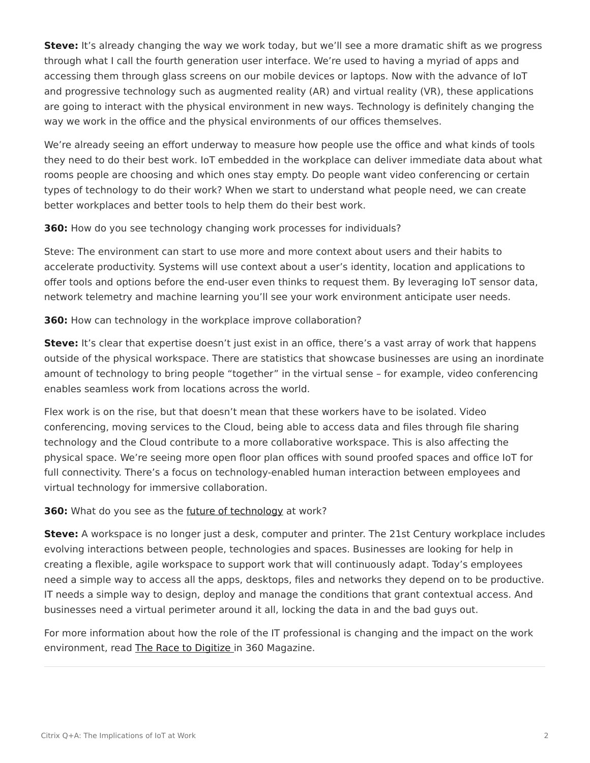**Steve:** It's already changing the way we work today, but we'll see a more dramatic shift as we progress through what I call the fourth generation user interface. We're used to having a myriad of apps and accessing them through glass screens on our mobile devices or laptops. Now with the advance of IoT and progressive technology such as augmented reality (AR) and virtual reality (VR), these applications are going to interact with the physical environment in new ways. Technology is definitely changing the way we work in the office and the physical environments of our offices themselves.

We're already seeing an effort underway to measure how people use the office and what kinds of tools they need to do their best work. IoT embedded in the workplace can deliver immediate data about what rooms people are choosing and which ones stay empty. Do people want video conferencing or certain types of technology to do their work? When we start to understand what people need, we can create better workplaces and better tools to help them do their best work.

**360:** How do you see technology changing work processes for individuals?

Steve: The environment can start to use more and more context about users and their habits to accelerate productivity. Systems will use context about a user's identity, location and applications to offer tools and options before the end-user even thinks to request them. By leveraging IoT sensor data, network telemetry and machine learning you'll see your work environment anticipate user needs.

**360:** How can technology in the workplace improve collaboration?

**Steve:** It's clear that expertise doesn't just exist in an office, there's a vast array of work that happens outside of the physical workspace. There are statistics that showcase businesses are using an inordinate amount of technology to bring people "together" in the virtual sense – for example, video conferencing enables seamless work from locations across the world.

Flex work is on the rise, but that doesn't mean that these workers have to be isolated. Video conferencing, moving services to the Cloud, being able to access data and files through file sharing technology and the Cloud contribute to a more collaborative workspace. This is also affecting the physical space. We're seeing more open floor plan offices with sound proofed spaces and office IoT for full connectivity. There's a focus on technology-enabled human interaction between employees and virtual technology for immersive collaboration.

**360:** What do you see as the future of technology at work?

**Steve:** A workspace is no longer just a desk, computer and printer. The 21st Century workplace includes evolving interactions between people, technologies and spaces. Businesses are looking for help in creating a flexible, agile workspace to support work that will continuously adapt. Today's employees need a simple way to access all the apps, desktops, files and networks they depend on to be productive. IT needs a simple way to design, deploy and manage the conditions that grant contextual access. And businesses need a virtual perimeter around it all, locking the data in and the bad guys out.

For more information about how the role of the IT professional is changing and the impact on the work environment, read The Race to Digitize in 360 Magazine.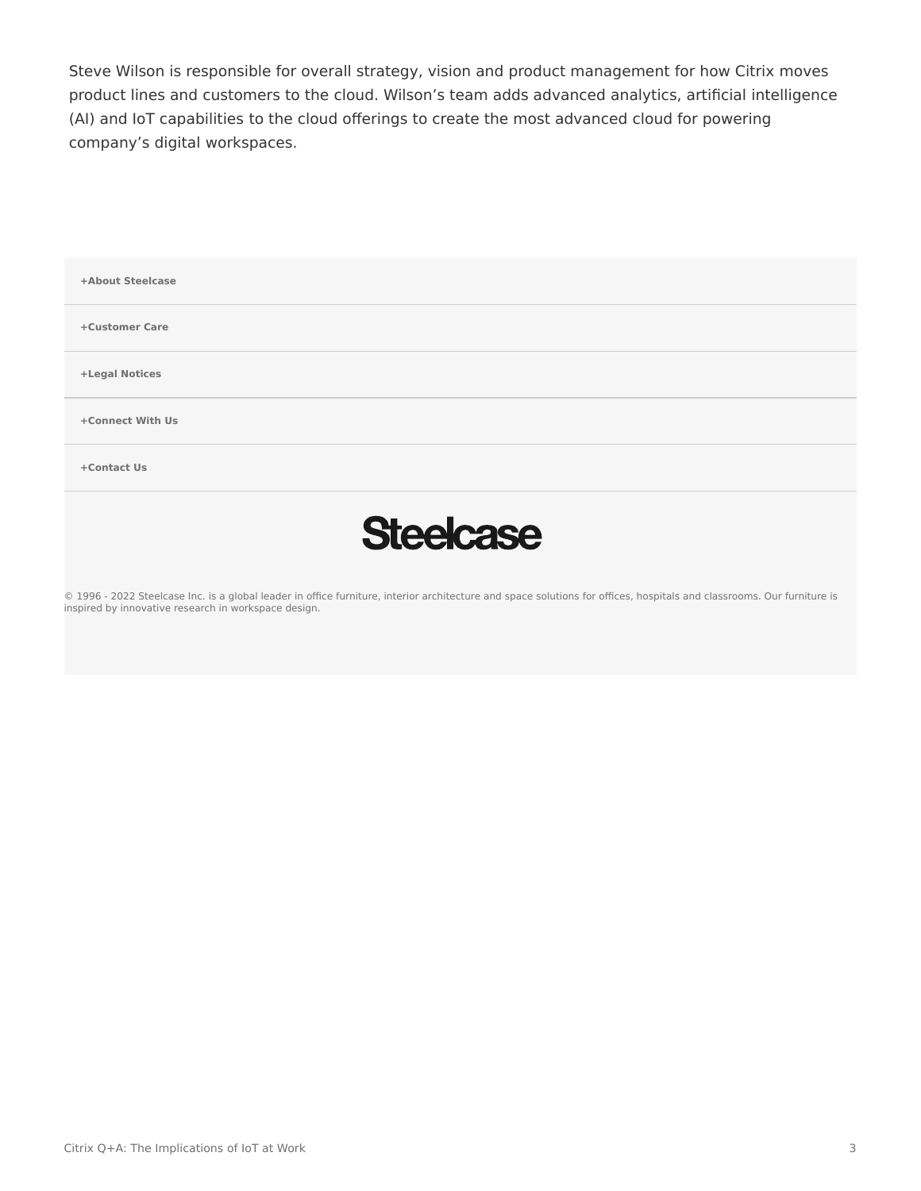Steve Wilson is responsible for overall strategy, vision and product management for how Citrix moves product lines and customers to the cloud. Wilson's team adds advanced analytics, artificial intelligence (AI) and IoT capabilities to the cloud offerings to create the most advanced cloud for powering company's digital workspaces.

**+About Steelcase**

**+Customer Care**

**+Legal Notices**

**+Connect With Us**

**+Contact Us**

Steelcase

© 1996 - 2022 Steelcase Inc. is a global leader in office furniture, interior architecture and space solutions for offices, hospitals and classrooms. Our furniture is inspired by innovative research in workspace design.